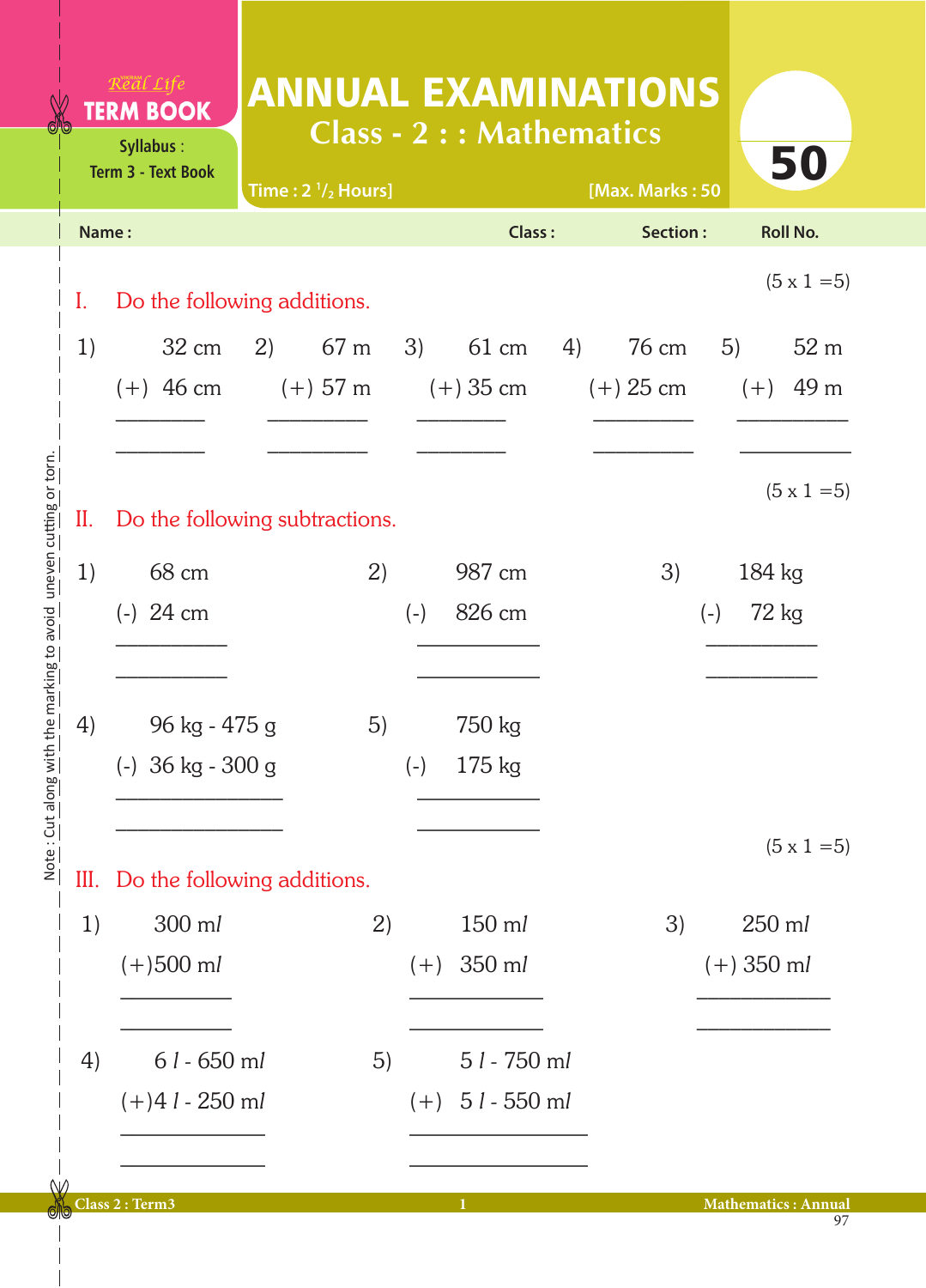Real Life **TERM BOOK**

Syllabus : Term 3 - Text Book

# ANNUAL EXAMINATIONS

## Class - 2 : : Mathematics

Time : 2 $^1/_2$ Hours] [Max. Marks : 50

50

Name : Class : Section : Roll No.

**I. Do the following additions.** (5 x 1 =5)

1) 32 cm
(+) 46 cm
________
________

2) 67 m
(+) 57 m
________
________

3) 61 cm
(+) 35 cm
________
________

4) 76 cm
(+) 25 cm
________
________

5) 52 m
(+) 49 m
________
________

**II. Do the following subtractions.** (5 x 1 =5)

1) 68 cm
(-) 24 cm
________
________

2) 987 cm
(-) 826 cm
________
________

3) 184 kg
(-) 72 kg
________
________

4) 96 kg - 475 g
(-) 36 kg - 300 g
________
________

5) 750 kg
(-) 175 kg
________
________

**III. Do the following additions.** (5 x 1 =5)

1) 300 m*l*
(+)500 m*l*
________
________

2) 150 m*l*
(+) 350 m*l*
________
________

3) 250 m*l*
(+) 350 m*l*
________
________

4) 6 *l* - 650 m*l*
(+)4 *l* - 250 m*l*
________
________

5) 5 *l* - 750 m*l*
(+) 5 *l* - 550 m*l*
________
________

Note : Cut along with the marking to avoid uneven cutting or torn.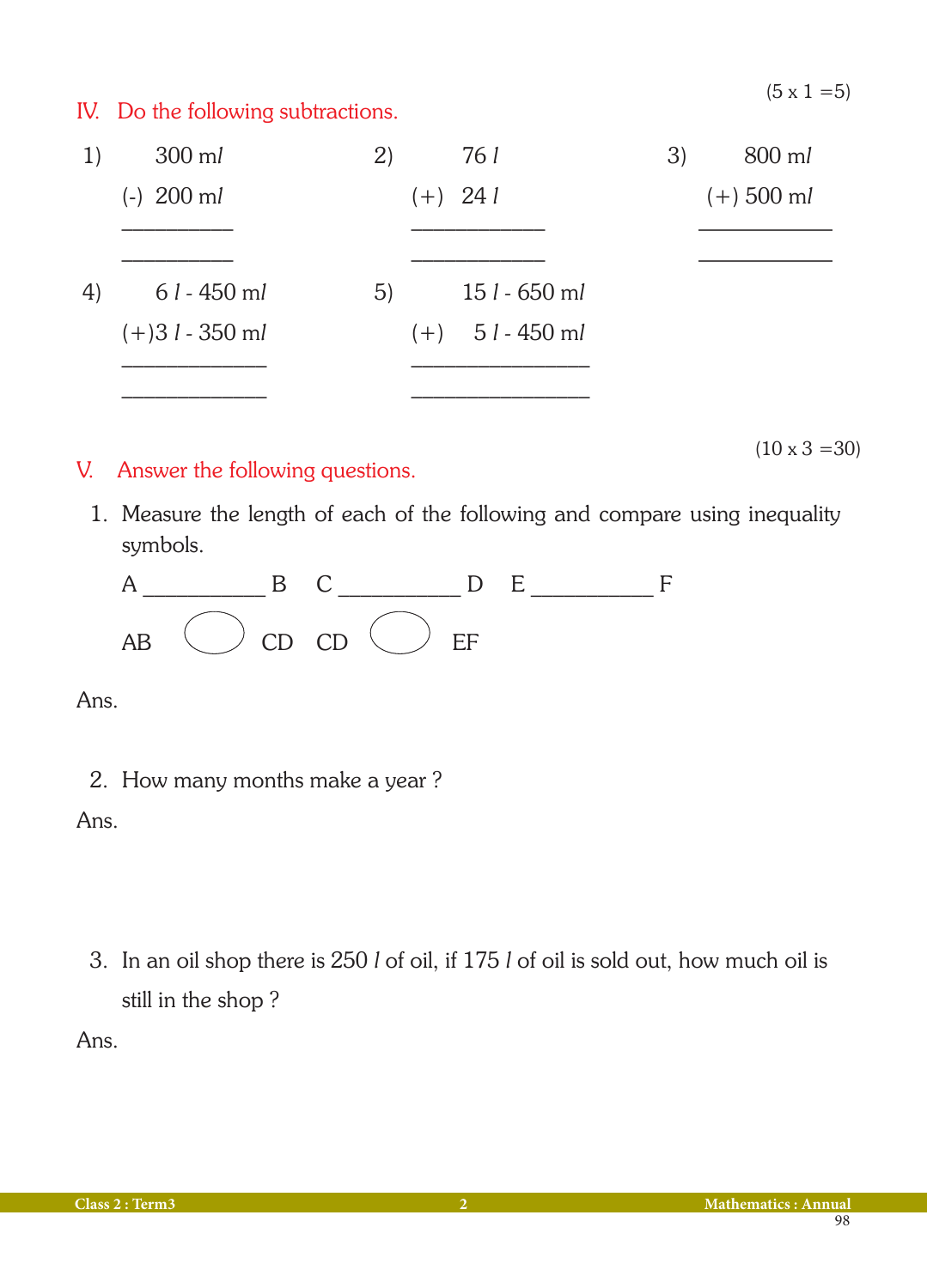(5 x 1 =5)

## IV. Do the following subtractions.

1) 
```
     300 ml
(-)  200 ml
___________
___________
```

2) 
```
     76 l
(+)  24 l
___________
___________
```

3) 
```
     800 ml
(+)  500 ml
___________
___________
```

4) 
```
     6 l - 450 ml
(+)  3 l - 350 ml
_______________
_______________
```

5) 
```
     15 l - 650 ml
(+)   5 l - 450 ml
_______________
_______________
```

(10 x 3 =30)

## V. Answer the following questions.

1. Measure the length of each of the following and compare using inequality symbols.

   A __________ B   C __________ D   E __________ F

   AB ◯ CD   CD ◯ EF

Ans.

2. How many months make a year ?

Ans.

3. In an oil shop there is 250 *l* of oil, if 175 *l* of oil is sold out, how much oil is still in the shop ?

Ans.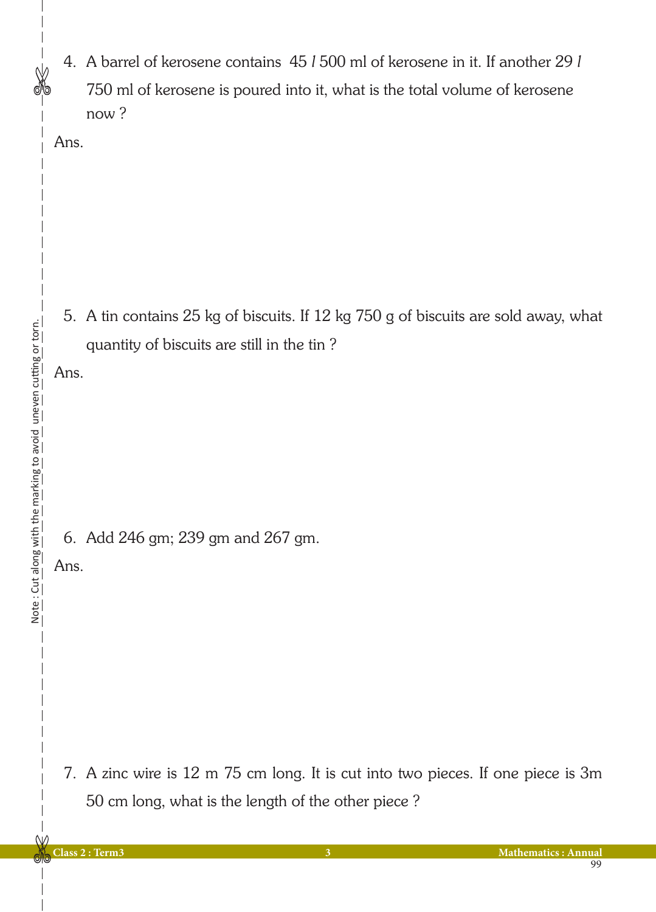4. A barrel of kerosene contains 45 *l* 500 ml of kerosene in it. If another 29 *l* 750 ml of kerosene is poured into it, what is the total volume of kerosene now ?

Ans.

5. A tin contains 25 kg of biscuits. If 12 kg 750 g of biscuits are sold away, what quantity of biscuits are still in the tin ?

Ans.

6. Add 246 gm; 239 gm and 267 gm.

Ans.

7. A zinc wire is 12 m 75 cm long. It is cut into two pieces. If one piece is 3m 50 cm long, what is the length of the other piece ?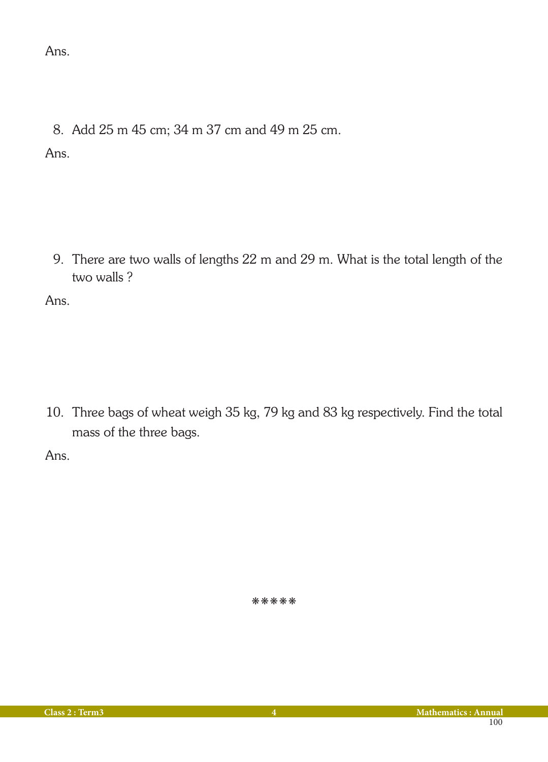Ans.

8. Add 25 m 45 cm; 34 m 37 cm and 49 m 25 cm.

Ans.

9. There are two walls of lengths 22 m and 29 m. What is the total length of the two walls ?

Ans.

10. Three bags of wheat weigh 35 kg, 79 kg and 83 kg respectively. Find the total mass of the three bags.

Ans.

*****